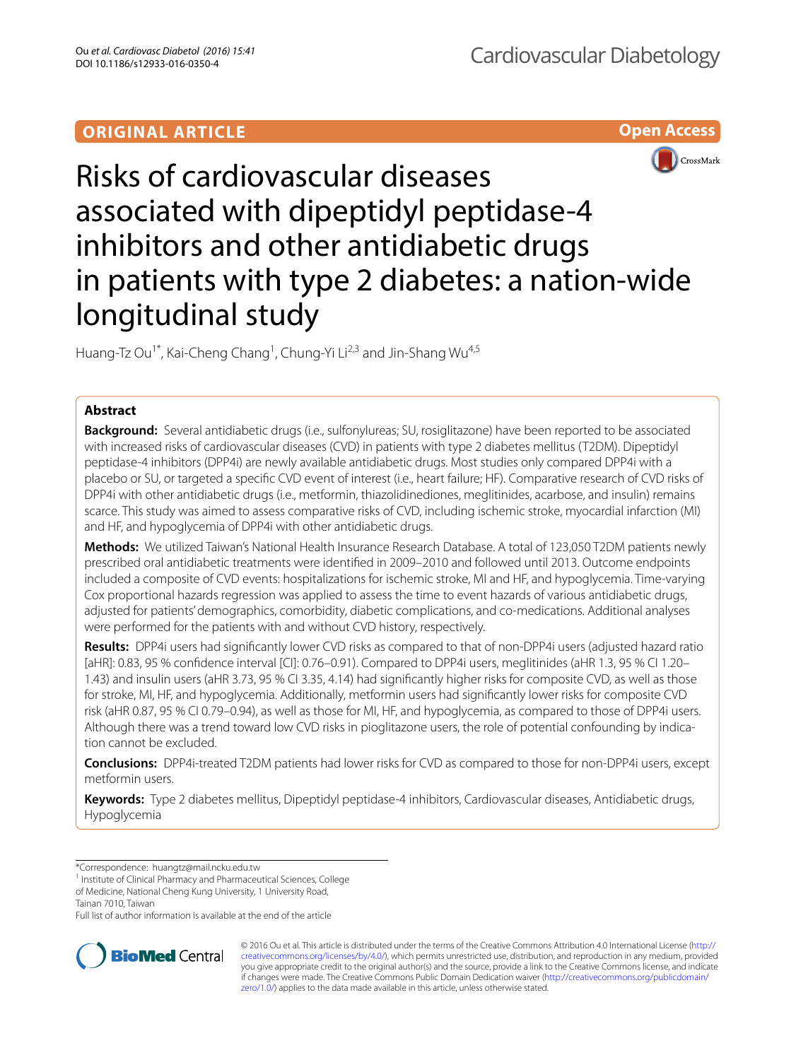ORIGINAL ARTICLE

Open Access

# Risks of cardiovascular diseases associated with dipeptidyl peptidase-4 inhibitors and other antidiabetic drugs in patients with type 2 diabetes: a nation-wide longitudinal study

Huang-Tz Ou[1*], Kai-Cheng Chang[1], Chung-Yi Li[2,3] and Jin-Shang Wu[4,5]

## Abstract

**Background:** Several antidiabetic drugs (i.e., sulfonylureas; SU, rosiglitazone) have been reported to be associated with increased risks of cardiovascular diseases (CVD) in patients with type 2 diabetes mellitus (T2DM). Dipeptidyl peptidase-4 inhibitors (DPP4i) are newly available antidiabetic drugs. Most studies only compared DPP4i with a placebo or SU, or targeted a specific CVD event of interest (i.e., heart failure; HF). Comparative research of CVD risks of DPP4i with other antidiabetic drugs (i.e., metformin, thiazolidinediones, meglitinides, acarbose, and insulin) remains scarce. This study was aimed to assess comparative risks of CVD, including ischemic stroke, myocardial infarction (MI) and HF, and hypoglycemia of DPP4i with other antidiabetic drugs.

**Methods:** We utilized Taiwan's National Health Insurance Research Database. A total of 123,050 T2DM patients newly prescribed oral antidiabetic treatments were identified in 2009–2010 and followed until 2013. Outcome endpoints included a composite of CVD events: hospitalizations for ischemic stroke, MI and HF, and hypoglycemia. Time-varying Cox proportional hazards regression was applied to assess the time to event hazards of various antidiabetic drugs, adjusted for patients' demographics, comorbidity, diabetic complications, and co-medications. Additional analyses were performed for the patients with and without CVD history, respectively.

**Results:** DPP4i users had significantly lower CVD risks as compared to that of non-DPP4i users (adjusted hazard ratio [aHR]: 0.83, 95 % confidence interval [CI]: 0.76–0.91). Compared to DPP4i users, meglitinides (aHR 1.3, 95 % CI 1.20–1.43) and insulin users (aHR 3.73, 95 % CI 3.35, 4.14) had significantly higher risks for composite CVD, as well as those for stroke, MI and HF, and hypoglycemia. Additionally, metformin users had significantly lower risks for composite CVD risk (aHR 0.87, 95 % CI 0.79–0.94), as well as those for MI, HF, and hypoglycemia, as compared to those of DPP4i users. Although there was a trend toward low CVD risks in pioglitazone users, the role of potential confounding by indication cannot be excluded.

**Conclusions:** DPP4i-treated T2DM patients had lower risks for CVD as compared to those for non-DPP4i users, except metformin users.

**Keywords:** Type 2 diabetes mellitus, Dipeptidyl peptidase-4 inhibitors, Cardiovascular diseases, Antidiabetic drugs, Hypoglycemia

*Correspondence: huangtz@mail.ncku.edu.tw
[1] Institute of Clinical Pharmacy and Pharmaceutical Sciences, College of Medicine, National Cheng Kung University, 1 University Road, Tainan 7010, Taiwan
Full list of author information is available at the end of the article

© 2016 Ou et al. This article is distributed under the terms of the Creative Commons Attribution 4.0 International License (http://creativecommons.org/licenses/by/4.0/), which permits unrestricted use, distribution, and reproduction in any medium, provided you give appropriate credit to the original author(s) and the source, provide a link to the Creative Commons license, and indicate if changes were made. The Creative Commons Public Domain Dedication waiver (http://creativecommons.org/publicdomain/zero/1.0/) applies to the data made available in this article, unless otherwise stated.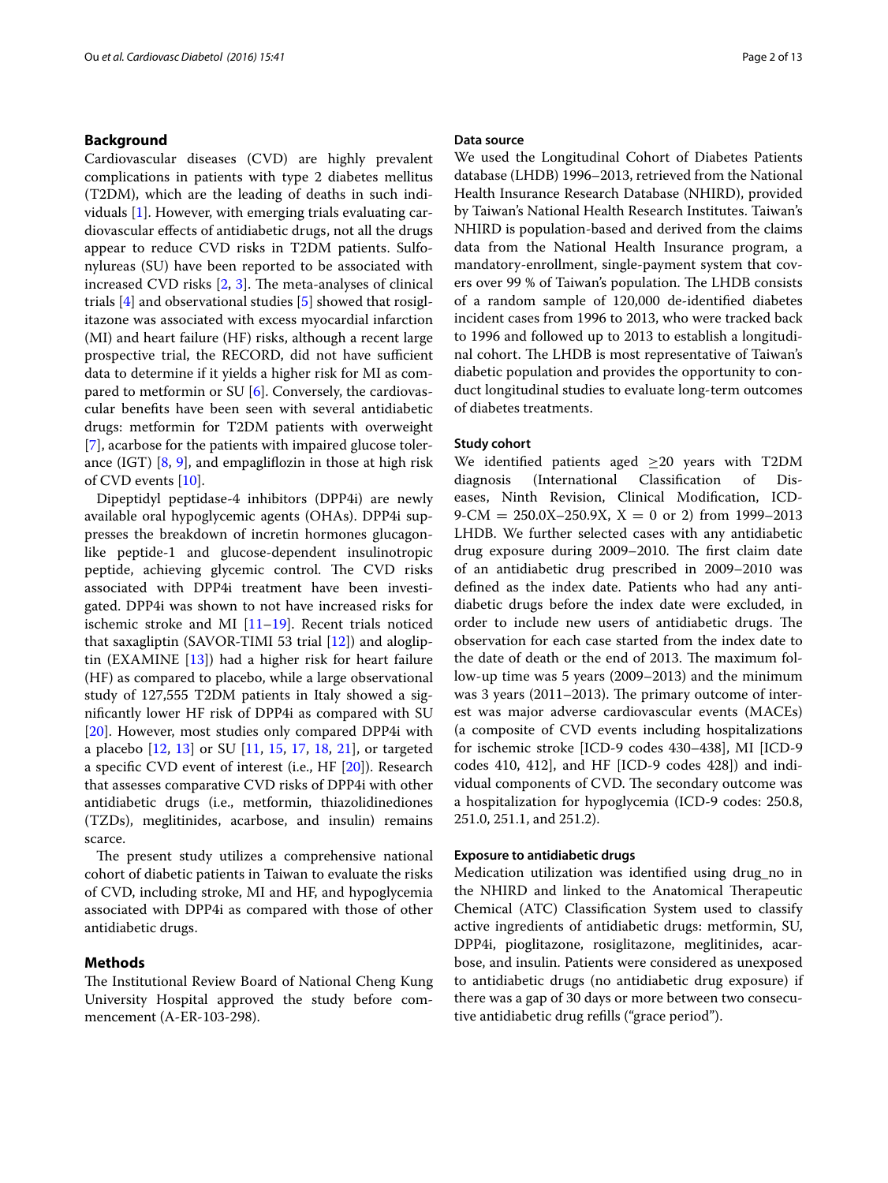## Background

Cardiovascular diseases (CVD) are highly prevalent complications in patients with type 2 diabetes mellitus (T2DM), which are the leading of deaths in such individuals [1]. However, with emerging trials evaluating cardiovascular effects of antidiabetic drugs, not all the drugs appear to reduce CVD risks in T2DM patients. Sulfonylureas (SU) have been reported to be associated with increased CVD risks [2, 3]. The meta-analyses of clinical trials [4] and observational studies [5] showed that rosiglitazone was associated with excess myocardial infarction (MI) and heart failure (HF) risks, although a recent large prospective trial, the RECORD, did not have sufficient data to determine if it yields a higher risk for MI as compared to metformin or SU [6]. Conversely, the cardiovascular benefits have been seen with several antidiabetic drugs: metformin for T2DM patients with overweight [7], acarbose for the patients with impaired glucose tolerance (IGT) [8, 9], and empagliflozin in those at high risk of CVD events [10].

Dipeptidyl peptidase-4 inhibitors (DPP4i) are newly available oral hypoglycemic agents (OHAs). DPP4i suppresses the breakdown of incretin hormones glucagon-like peptide-1 and glucose-dependent insulinotropic peptide, achieving glycemic control. The CVD risks associated with DPP4i treatment have been investigated. DPP4i was shown to not have increased risks for ischemic stroke and MI [11–19]. Recent trials noticed that saxagliptin (SAVOR-TIMI 53 trial [12]) and alogliptin (EXAMINE [13]) had a higher risk for heart failure (HF) as compared to placebo, while a large observational study of 127,555 T2DM patients in Italy showed a significantly lower HF risk of DPP4i as compared with SU [20]. However, most studies only compared DPP4i with a placebo [12, 13] or SU [11, 15, 17, 18, 21], or targeted a specific CVD event of interest (i.e., HF [20]). Research that assesses comparative CVD risks of DPP4i with other antidiabetic drugs (i.e., metformin, thiazolidinediones (TZDs), meglitinides, acarbose, and insulin) remains scarce.

The present study utilizes a comprehensive national cohort of diabetic patients in Taiwan to evaluate the risks of CVD, including stroke, MI and HF, and hypoglycemia associated with DPP4i as compared with those of other antidiabetic drugs.

## Methods

The Institutional Review Board of National Cheng Kung University Hospital approved the study before commencement (A-ER-103-298).

### Data source

We used the Longitudinal Cohort of Diabetes Patients database (LHDB) 1996–2013, retrieved from the National Health Insurance Research Database (NHIRD), provided by Taiwan's National Health Research Institutes. Taiwan's NHIRD is population-based and derived from the claims data from the National Health Insurance program, a mandatory-enrollment, single-payment system that covers over 99 % of Taiwan's population. The LHDB consists of a random sample of 120,000 de-identified diabetes incident cases from 1996 to 2013, who were tracked back to 1996 and followed up to 2013 to establish a longitudinal cohort. The LHDB is most representative of Taiwan's diabetic population and provides the opportunity to conduct longitudinal studies to evaluate long-term outcomes of diabetes treatments.

### Study cohort

We identified patients aged ≥20 years with T2DM diagnosis (International Classification of Diseases, Ninth Revision, Clinical Modification, ICD-9-CM = 250.0X–250.9X, X = 0 or 2) from 1999–2013 LHDB. We further selected cases with any antidiabetic drug exposure during 2009–2010. The first claim date of an antidiabetic drug prescribed in 2009–2010 was defined as the index date. Patients who had any antidiabetic drugs before the index date were excluded, in order to include new users of antidiabetic drugs. The observation for each case started from the index date to the date of death or the end of 2013. The maximum follow-up time was 5 years (2009–2013) and the minimum was 3 years (2011–2013). The primary outcome of interest was major adverse cardiovascular events (MACEs) (a composite of CVD events including hospitalizations for ischemic stroke [ICD-9 codes 430–438], MI [ICD-9 codes 410, 412], and HF [ICD-9 codes 428]) and individual components of CVD. The secondary outcome was a hospitalization for hypoglycemia (ICD-9 codes: 250.8, 251.0, 251.1, and 251.2).

### Exposure to antidiabetic drugs

Medication utilization was identified using drug_no in the NHIRD and linked to the Anatomical Therapeutic Chemical (ATC) Classification System used to classify active ingredients of antidiabetic drugs: metformin, SU, DPP4i, pioglitazone, rosiglitazone, meglitinides, acarbose, and insulin. Patients were considered as unexposed to antidiabetic drugs (no antidiabetic drug exposure) if there was a gap of 30 days or more between two consecutive antidiabetic drug refills ("grace period").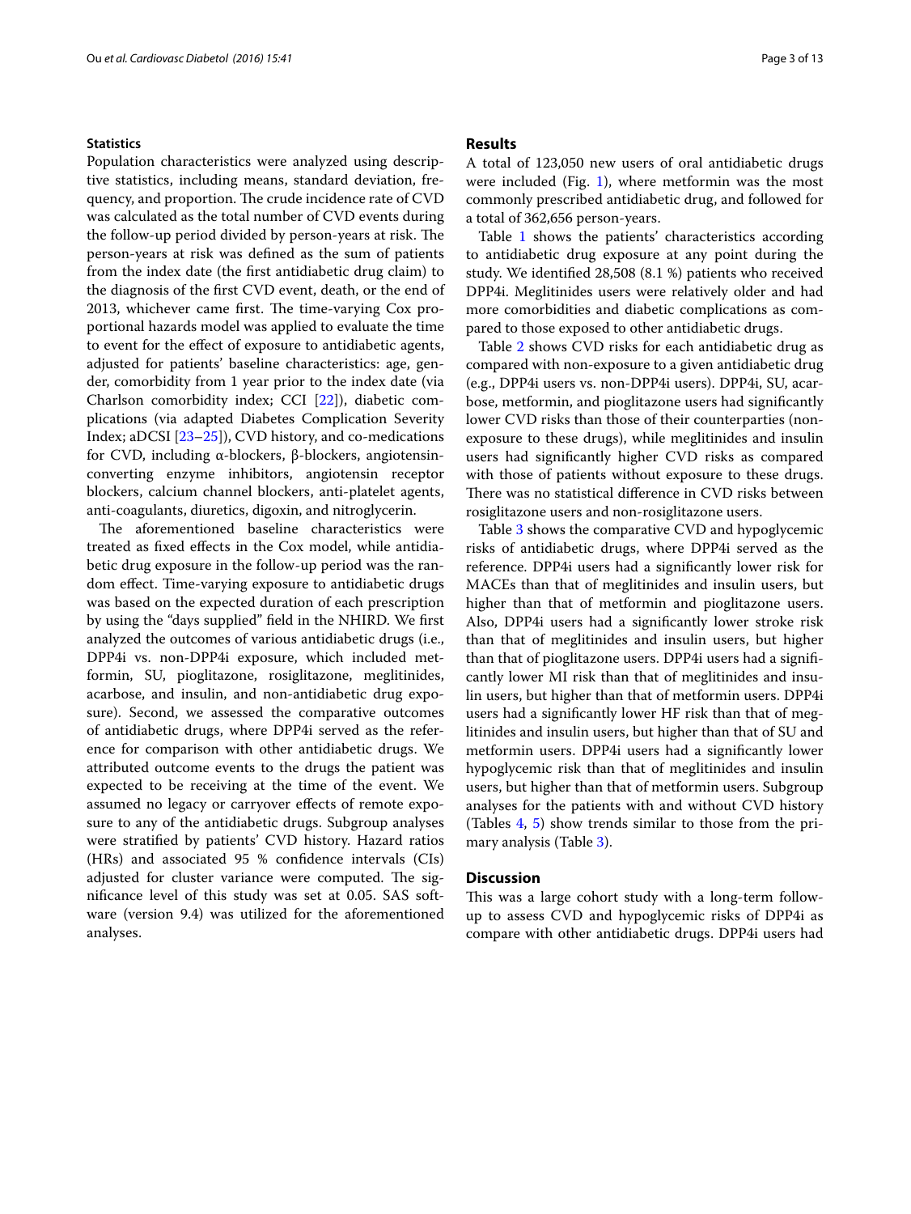### Statistics

Population characteristics were analyzed using descriptive statistics, including means, standard deviation, frequency, and proportion. The crude incidence rate of CVD was calculated as the total number of CVD events during the follow-up period divided by person-years at risk. The person-years at risk was defined as the sum of patients from the index date (the first antidiabetic drug claim) to the diagnosis of the first CVD event, death, or the end of 2013, whichever came first. The time-varying Cox proportional hazards model was applied to evaluate the time to event for the effect of exposure to antidiabetic agents, adjusted for patients' baseline characteristics: age, gender, comorbidity from 1 year prior to the index date (via Charlson comorbidity index; CCI [22]), diabetic complications (via adapted Diabetes Complication Severity Index; aDCSI [23–25]), CVD history, and co-medications for CVD, including α-blockers, β-blockers, angiotensin-converting enzyme inhibitors, angiotensin receptor blockers, calcium channel blockers, anti-platelet agents, anti-coagulants, diuretics, digoxin, and nitroglycerin.

The aforementioned baseline characteristics were treated as fixed effects in the Cox model, while antidiabetic drug exposure in the follow-up period was the random effect. Time-varying exposure to antidiabetic drugs was based on the expected duration of each prescription by using the "days supplied" field in the NHIRD. We first analyzed the outcomes of various antidiabetic drugs (i.e., DPP4i vs. non-DPP4i exposure, which included metformin, SU, pioglitazone, rosiglitazone, meglitinides, acarbose, and insulin, and non-antidiabetic drug exposure). Second, we assessed the comparative outcomes of antidiabetic drugs, where DPP4i served as the reference for comparison with other antidiabetic drugs. We attributed outcome events to the drugs the patient was expected to be receiving at the time of the event. We assumed no legacy or carryover effects of remote exposure to any of the antidiabetic drugs. Subgroup analyses were stratified by patients' CVD history. Hazard ratios (HRs) and associated 95 % confidence intervals (CIs) adjusted for cluster variance were computed. The significance level of this study was set at 0.05. SAS software (version 9.4) was utilized for the aforementioned analyses.

## Results

A total of 123,050 new users of oral antidiabetic drugs were included (Fig. 1), where metformin was the most commonly prescribed antidiabetic drug, and followed for a total of 362,656 person-years.

Table 1 shows the patients' characteristics according to antidiabetic drug exposure at any point during the study. We identified 28,508 (8.1 %) patients who received DPP4i. Meglitinides users were relatively older and had more comorbidities and diabetic complications as compared to those exposed to other antidiabetic drugs.

Table 2 shows CVD risks for each antidiabetic drug as compared with non-exposure to a given antidiabetic drug (e.g., DPP4i users vs. non-DPP4i users). DPP4i, SU, acarbose, metformin, and pioglitazone users had significantly lower CVD risks than those of their counterparties (non-exposure to these drugs), while meglitinides and insulin users had significantly higher CVD risks as compared with those of patients without exposure to these drugs. There was no statistical difference in CVD risks between rosiglitazone users and non-rosiglitazone users.

Table 3 shows the comparative CVD and hypoglycemic risks of antidiabetic drugs, where DPP4i served as the reference. DPP4i users had a significantly lower risk for MACEs than that of meglitinides and insulin users, but higher than that of metformin and pioglitazone users. Also, DPP4i users had a significantly lower stroke risk than that of meglitinides and insulin users, but higher than that of pioglitazone users. DPP4i users had a significantly lower MI risk than that of meglitinides and insulin users, but higher than that of metformin users. DPP4i users had a significantly lower HF risk than that of meglitinides and insulin users, but higher than that of SU and metformin users. DPP4i users had a significantly lower hypoglycemic risk than that of meglitinides and insulin users, but higher than that of metformin users. Subgroup analyses for the patients with and without CVD history (Tables 4, 5) show trends similar to those from the primary analysis (Table 3).

## Discussion

This was a large cohort study with a long-term follow-up to assess CVD and hypoglycemic risks of DPP4i as compare with other antidiabetic drugs. DPP4i users had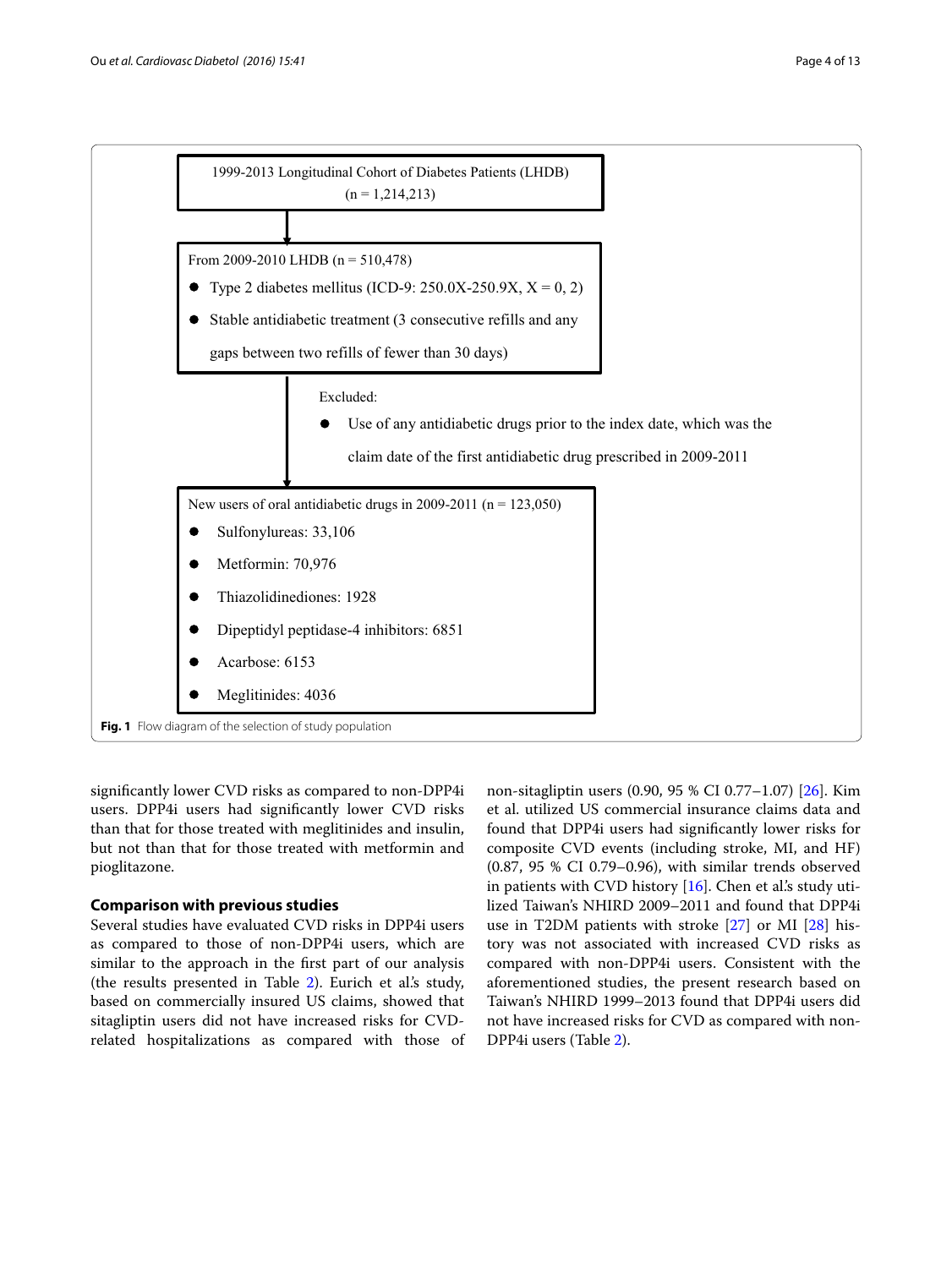1999-2013 Longitudinal Cohort of Diabetes Patients (LHDB) (n = 1,214,213)

From 2009-2010 LHDB (n = 510,478)

- Type 2 diabetes mellitus (ICD-9: 250.0X-250.9X, X = 0, 2)
- Stable antidiabetic treatment (3 consecutive refills and any gaps between two refills of fewer than 30 days)

Excluded:

- Use of any antidiabetic drugs prior to the index date, which was the claim date of the first antidiabetic drug prescribed in 2009-2011

New users of oral antidiabetic drugs in 2009-2011 (n = 123,050)

- Sulfonylureas: 33,106
- Metformin: 70,976
- Thiazolidinediones: 1928
- Dipeptidyl peptidase-4 inhibitors: 6851
- Acarbose: 6153
- Meglitinides: 4036

**Fig. 1** Flow diagram of the selection of study population

significantly lower CVD risks as compared to non-DPP4i users. DPP4i users had significantly lower CVD risks than that for those treated with meglitinides and insulin, but not than that for those treated with metformin and pioglitazone.

### Comparison with previous studies

Several studies have evaluated CVD risks in DPP4i users as compared to those of non-DPP4i users, which are similar to the approach in the first part of our analysis (the results presented in Table 2). Eurich et al.'s study, based on commercially insured US claims, showed that sitagliptin users did not have increased risks for CVD-related hospitalizations as compared with those of non-sitagliptin users (0.90, 95 % CI 0.77–1.07) [26]. Kim et al. utilized US commercial insurance claims data and found that DPP4i users had significantly lower risks for composite CVD events (including stroke, MI, and HF) (0.87, 95 % CI 0.79–0.96), with similar trends observed in patients with CVD history [16]. Chen et al.'s study utilized Taiwan's NHIRD 2009–2011 and found that DPP4i use in T2DM patients with stroke [27] or MI [28] history was not associated with increased CVD risks as compared with non-DPP4i users. Consistent with the aforementioned studies, the present research based on Taiwan's NHIRD 1999–2013 found that DPP4i users did not have increased risks for CVD as compared with non-DPP4i users (Table 2).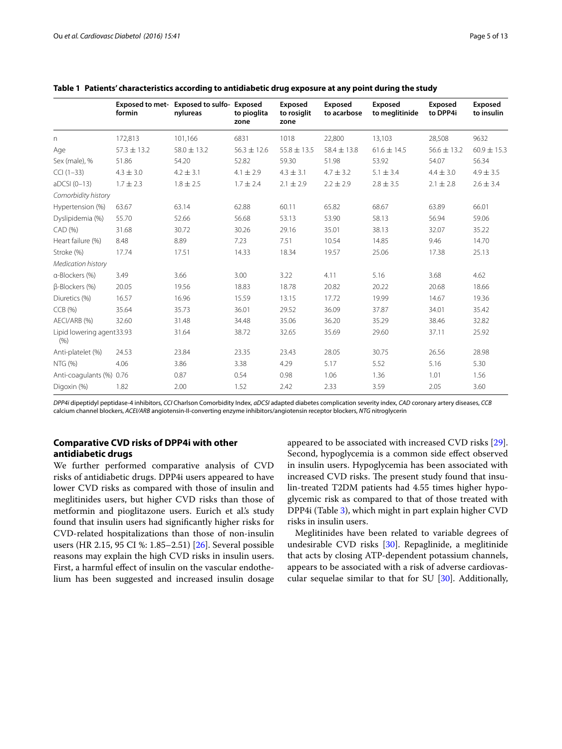**Table 1 Patients' characteristics according to antidiabetic drug exposure at any point during the study**

| | Exposed to metformin | Exposed to sulfonylureas | Exposed to pioglitazone | Exposed to rosiglitazone | Exposed to acarbose | Exposed to meglitinide | Exposed to DPP4i | Exposed to insulin |
|---|---|---|---|---|---|---|---|---|
| n | 172,813 | 101,166 | 6831 | 1018 | 22,800 | 13,103 | 28,508 | 9632 |
| Age | 57.3 ± 13.2 | 58.0 ± 13.2 | 56.3 ± 12.6 | 55.8 ± 13.5 | 58.4 ± 13.8 | 61.6 ± 14.5 | 56.6 ± 13.2 | 60.9 ± 15.3 |
| Sex (male), % | 51.86 | 54.20 | 52.82 | 59.30 | 51.98 | 53.92 | 54.07 | 56.34 |
| CCI (1–33) | 4.3 ± 3.0 | 4.2 ± 3.1 | 4.1 ± 2.9 | 4.3 ± 3.1 | 4.7 ± 3.2 | 5.1 ± 3.4 | 4.4 ± 3.0 | 4.9 ± 3.5 |
| aDCSI (0–13) | 1.7 ± 2.3 | 1.8 ± 2.5 | 1.7 ± 2.4 | 2.1 ± 2.9 | 2.2 ± 2.9 | 2.8 ± 3.5 | 2.1 ± 2.8 | 2.6 ± 3.4 |
| *Comorbidity history* | | | | | | | | |
| Hypertension (%) | 63.67 | 63.14 | 62.88 | 60.11 | 65.82 | 68.67 | 63.89 | 66.01 |
| Dyslipidemia (%) | 55.70 | 52.66 | 56.68 | 53.13 | 53.90 | 58.13 | 56.94 | 59.06 |
| CAD (%) | 31.68 | 30.72 | 30.26 | 29.16 | 35.01 | 38.13 | 32.07 | 35.22 |
| Heart failure (%) | 8.48 | 8.89 | 7.23 | 7.51 | 10.54 | 14.85 | 9.46 | 14.70 |
| Stroke (%) | 17.74 | 17.51 | 14.33 | 18.34 | 19.57 | 25.06 | 17.38 | 25.13 |
| *Medication history* | | | | | | | | |
| α-Blockers (%) | 3.49 | 3.66 | 3.00 | 3.22 | 4.11 | 5.16 | 3.68 | 4.62 |
| β-Blockers (%) | 20.05 | 19.56 | 18.83 | 18.78 | 20.82 | 20.22 | 20.68 | 18.66 |
| Diuretics (%) | 16.57 | 16.96 | 15.59 | 13.15 | 17.72 | 19.99 | 14.67 | 19.36 |
| CCB (%) | 35.64 | 35.73 | 36.01 | 29.52 | 36.09 | 37.87 | 34.01 | 35.42 |
| AECI/ARB (%) | 32.60 | 31.48 | 34.48 | 35.06 | 36.20 | 35.29 | 38.46 | 32.82 |
| Lipid lowering agent (%) | 33.93 | 31.64 | 38.72 | 32.65 | 35.69 | 29.60 | 37.11 | 25.92 |
| Anti-platelet (%) | 24.53 | 23.84 | 23.35 | 23.43 | 28.05 | 30.75 | 26.56 | 28.98 |
| NTG (%) | 4.06 | 3.86 | 3.38 | 4.29 | 5.17 | 5.52 | 5.16 | 5.30 |
| Anti-coagulants (%) | 0.76 | 0.87 | 0.54 | 0.98 | 1.06 | 1.36 | 1.01 | 1.56 |
| Digoxin (%) | 1.82 | 2.00 | 1.52 | 2.42 | 2.33 | 3.59 | 2.05 | 3.60 |

*DPP4i* dipeptidyl peptidase-4 inhibitors, *CCI* Charlson Comorbidity Index, *aDCSI* adapted diabetes complication severity index, *CAD* coronary artery diseases, *CCB* calcium channel blockers, *ACEI/ARB* angiotensin-II-converting enzyme inhibitors/angiotensin receptor blockers, *NTG* nitroglycerin

## Comparative CVD risks of DPP4i with other antidiabetic drugs

We further performed comparative analysis of CVD risks of antidiabetic drugs. DPP4i users appeared to have lower CVD risks as compared with those of insulin and meglitinides users, but higher CVD risks than those of metformin and pioglitazone users. Eurich et al.'s study found that insulin users had significantly higher risks for CVD-related hospitalizations than those of non-insulin users (HR 2.15, 95 CI %: 1.85–2.51) [26]. Several possible reasons may explain the high CVD risks in insulin users. First, a harmful effect of insulin on the vascular endothelium has been suggested and increased insulin dosage appeared to be associated with increased CVD risks [29]. Second, hypoglycemia is a common side effect observed in insulin users. Hypoglycemia has been associated with increased CVD risks. The present study found that insulin-treated T2DM patients had 4.55 times higher hypoglycemic risk as compared to that of those treated with DPP4i (Table 3), which might in part explain higher CVD risks in insulin users.

Meglitinides have been related to variable degrees of undesirable CVD risks [30]. Repaglinide, a meglitinide that acts by closing ATP-dependent potassium channels, appears to be associated with a risk of adverse cardiovascular sequelae similar to that for SU [30]. Additionally,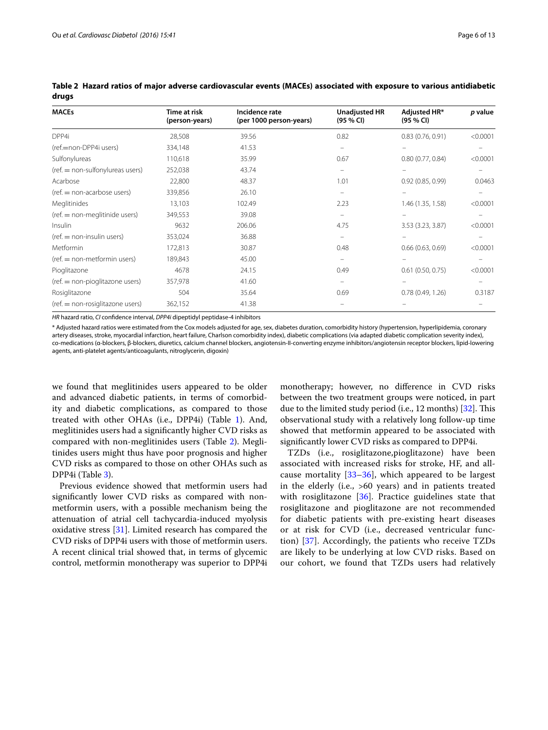**Table 2 Hazard ratios of major adverse cardiovascular events (MACEs) associated with exposure to various antidiabetic drugs**

| MACEs | Time at risk (person-years) | Incidence rate (per 1000 person-years) | Unadjusted HR (95 % CI) | Adjusted HR* (95 % CI) | *p* value |
|---|---|---|---|---|---|
| DPP4i | 28,508 | 39.56 | 0.82 | 0.83 (0.76, 0.91) | <0.0001 |
| (ref.=non-DPP4i users) | 334,148 | 41.53 | – | – | – |
| Sulfonylureas | 110,618 | 35.99 | 0.67 | 0.80 (0.77, 0.84) | <0.0001 |
| (ref. = non-sulfonylureas users) | 252,038 | 43.74 | – | – | – |
| Acarbose | 22,800 | 48.37 | 1.01 | 0.92 (0.85, 0.99) | 0.0463 |
| (ref. = non-acarbose users) | 339,856 | 26.10 | – | – | – |
| Meglitinides | 13,103 | 102.49 | 2.23 | 1.46 (1.35, 1.58) | <0.0001 |
| (ref. = non-meglitinide users) | 349,553 | 39.08 | – | – | – |
| Insulin | 9632 | 206.06 | 4.75 | 3.53 (3.23, 3.87) | <0.0001 |
| (ref. = non-insulin users) | 353,024 | 36.88 | – | – | – |
| Metformin | 172,813 | 30.87 | 0.48 | 0.66 (0.63, 0.69) | <0.0001 |
| (ref. = non-metformin users) | 189,843 | 45.00 | – | – | – |
| Pioglitazone | 4678 | 24.15 | 0.49 | 0.61 (0.50, 0.75) | <0.0001 |
| (ref. = non-pioglitazone users) | 357,978 | 41.60 | – | – | – |
| Rosiglitazone | 504 | 35.64 | 0.69 | 0.78 (0.49, 1.26) | 0.3187 |
| (ref. = non-rosiglitazone users) | 362,152 | 41.38 | – | – | – |

*HR* hazard ratio, *CI* confidence interval, *DPP4i* dipeptidyl peptidase-4 inhibitors

* Adjusted hazard ratios were estimated from the Cox models adjusted for age, sex, diabetes duration, comorbidity history (hypertension, hyperlipidemia, coronary artery diseases, stroke, myocardial infarction, heart failure, Charlson comorbidity index), diabetic complications (via adapted diabetic complication severity index), co-medications (α-blockers, β-blockers, diuretics, calcium channel blockers, angiotensin-II-converting enzyme inhibitors/angiotensin receptor blockers, lipid-lowering agents, anti-platelet agents/anticoagulants, nitroglycerin, digoxin)

we found that meglitinides users appeared to be older and advanced diabetic patients, in terms of comorbidity and diabetic complications, as compared to those treated with other OHAs (i.e., DPP4i) (Table 1). And, meglitinides users had a significantly higher CVD risks as compared with non-meglitinides users (Table 2). Meglitinides users might thus have poor prognosis and higher CVD risks as compared to those on other OHAs such as DPP4i (Table 3).

Previous evidence showed that metformin users had significantly lower CVD risks as compared with non-metformin users, with a possible mechanism being the attenuation of atrial cell tachycardia-induced myolysis oxidative stress [31]. Limited research has compared the CVD risks of DPP4i users with those of metformin users. A recent clinical trial showed that, in terms of glycemic control, metformin monotherapy was superior to DPP4i monotherapy; however, no difference in CVD risks between the two treatment groups were noticed, in part due to the limited study period (i.e., 12 months) [32]. This observational study with a relatively long follow-up time showed that metformin appeared to be associated with significantly lower CVD risks as compared to DPP4i.

TZDs (i.e., rosiglitazone,pioglitazone) have been associated with increased risks for stroke, HF, and all-cause mortality [33–36], which appeared to be largest in the elderly (i.e., >60 years) and in patients treated with rosiglitazone [36]. Practice guidelines state that rosiglitazone and pioglitazone are not recommended for diabetic patients with pre-existing heart diseases or at risk for CVD (i.e., decreased ventricular function) [37]. Accordingly, the patients who receive TZDs are likely to be underlying at low CVD risks. Based on our cohort, we found that TZDs users had relatively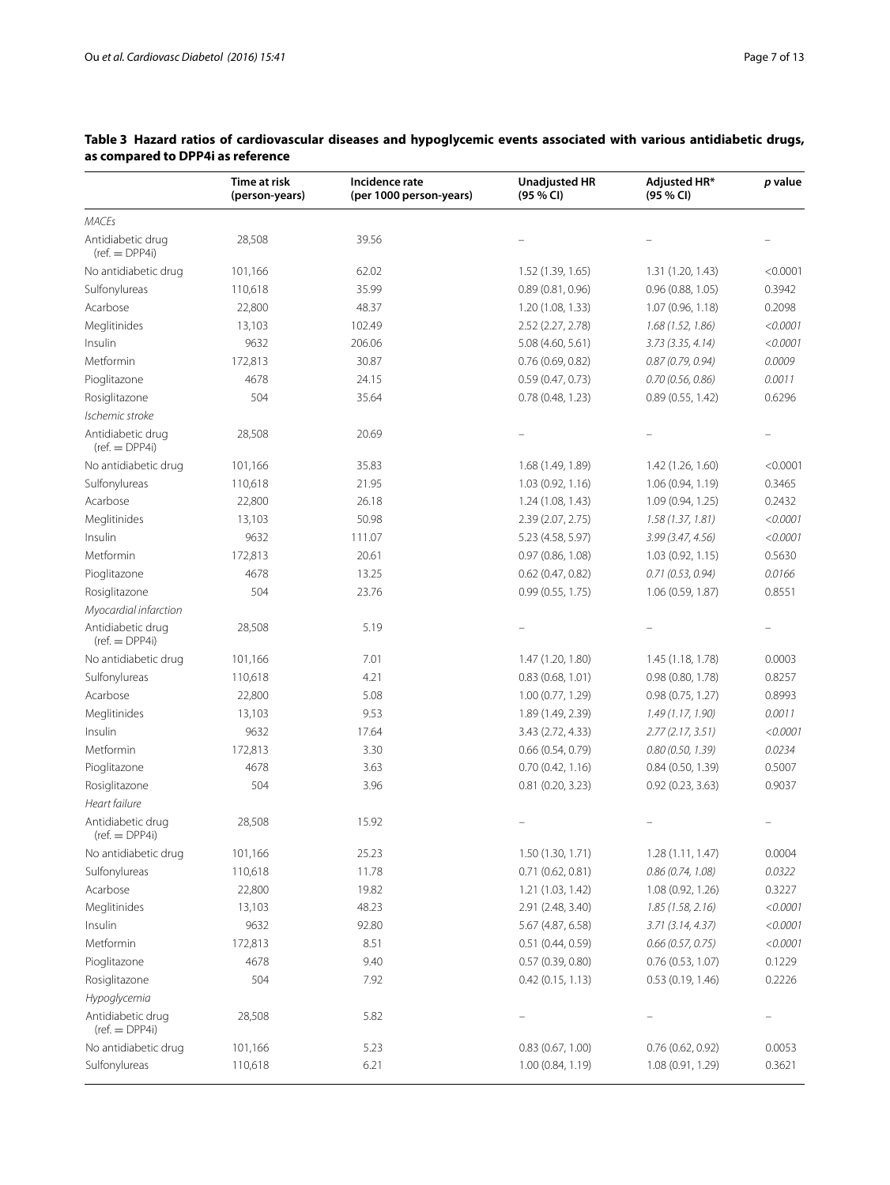**Table 3 Hazard ratios of cardiovascular diseases and hypoglycemic events associated with various antidiabetic drugs, as compared to DPP4i as reference**

| | Time at risk (person-years) | Incidence rate (per 1000 person-years) | Unadjusted HR (95 % CI) | Adjusted HR* (95 % CI) | *p* value |
|---|---|---|---|---|---|
| *MACEs* | | | | | |
| Antidiabetic drug (ref. = DPP4i) | 28,508 | 39.56 | – | – | – |
| No antidiabetic drug | 101,166 | 62.02 | 1.52 (1.39, 1.65) | 1.31 (1.20, 1.43) | <0.0001 |
| Sulfonylureas | 110,618 | 35.99 | 0.89 (0.81, 0.96) | 0.96 (0.88, 1.05) | 0.3942 |
| Acarbose | 22,800 | 48.37 | 1.20 (1.08, 1.33) | 1.07 (0.96, 1.18) | 0.2098 |
| Meglitinides | 13,103 | 102.49 | 2.52 (2.27, 2.78) | *1.68 (1.52, 1.86)* | *<0.0001* |
| Insulin | 9632 | 206.06 | 5.08 (4.60, 5.61) | *3.73 (3.35, 4.14)* | *<0.0001* |
| Metformin | 172,813 | 30.87 | 0.76 (0.69, 0.82) | *0.87 (0.79, 0.94)* | *0.0009* |
| Pioglitazone | 4678 | 24.15 | 0.59 (0.47, 0.73) | *0.70 (0.56, 0.86)* | *0.0011* |
| Rosiglitazone | 504 | 35.64 | 0.78 (0.48, 1.23) | 0.89 (0.55, 1.42) | 0.6296 |
| *Ischemic stroke* | | | | | |
| Antidiabetic drug (ref. = DPP4i) | 28,508 | 20.69 | – | – | – |
| No antidiabetic drug | 101,166 | 35.83 | 1.68 (1.49, 1.89) | 1.42 (1.26, 1.60) | <0.0001 |
| Sulfonylureas | 110,618 | 21.95 | 1.03 (0.92, 1.16) | 1.06 (0.94, 1.19) | 0.3465 |
| Acarbose | 22,800 | 26.18 | 1.24 (1.08, 1.43) | 1.09 (0.94, 1.25) | 0.2432 |
| Meglitinides | 13,103 | 50.98 | 2.39 (2.07, 2.75) | *1.58 (1.37, 1.81)* | *<0.0001* |
| Insulin | 9632 | 111.07 | 5.23 (4.58, 5.97) | *3.99 (3.47, 4.56)* | *<0.0001* |
| Metformin | 172,813 | 20.61 | 0.97 (0.86, 1.08) | 1.03 (0.92, 1.15) | 0.5630 |
| Pioglitazone | 4678 | 13.25 | 0.62 (0.47, 0.82) | *0.71 (0.53, 0.94)* | *0.0166* |
| Rosiglitazone | 504 | 23.76 | 0.99 (0.55, 1.75) | 1.06 (0.59, 1.87) | 0.8551 |
| *Myocardial infarction* | | | | | |
| Antidiabetic drug (ref. = DPP4i) | 28,508 | 5.19 | – | – | – |
| No antidiabetic drug | 101,166 | 7.01 | 1.47 (1.20, 1.80) | 1.45 (1.18, 1.78) | 0.0003 |
| Sulfonylureas | 110,618 | 4.21 | 0.83 (0.68, 1.01) | 0.98 (0.80, 1.78) | 0.8257 |
| Acarbose | 22,800 | 5.08 | 1.00 (0.77, 1.29) | 0.98 (0.75, 1.27) | 0.8993 |
| Meglitinides | 13,103 | 9.53 | 1.89 (1.49, 2.39) | *1.49 (1.17, 1.90)* | *0.0011* |
| Insulin | 9632 | 17.64 | 3.43 (2.72, 4.33) | *2.77 (2.17, 3.51)* | *<0.0001* |
| Metformin | 172,813 | 3.30 | 0.66 (0.54, 0.79) | *0.80 (0.50, 1.39)* | *0.0234* |
| Pioglitazone | 4678 | 3.63 | 0.70 (0.42, 1.16) | 0.84 (0.50, 1.39) | 0.5007 |
| Rosiglitazone | 504 | 3.96 | 0.81 (0.20, 3.23) | 0.92 (0.23, 3.63) | 0.9037 |
| *Heart failure* | | | | | |
| Antidiabetic drug (ref. = DPP4i) | 28,508 | 15.92 | – | – | – |
| No antidiabetic drug | 101,166 | 25.23 | 1.50 (1.30, 1.71) | 1.28 (1.11, 1.47) | 0.0004 |
| Sulfonylureas | 110,618 | 11.78 | 0.71 (0.62, 0.81) | *0.86 (0.74, 1.08)* | *0.0322* |
| Acarbose | 22,800 | 19.82 | 1.21 (1.03, 1.42) | 1.08 (0.92, 1.26) | 0.3227 |
| Meglitinides | 13,103 | 48.23 | 2.91 (2.48, 3.40) | *1.85 (1.58, 2.16)* | *<0.0001* |
| Insulin | 9632 | 92.80 | 5.67 (4.87, 6.58) | *3.71 (3.14, 4.37)* | *<0.0001* |
| Metformin | 172,813 | 8.51 | 0.51 (0.44, 0.59) | *0.66 (0.57, 0.75)* | *<0.0001* |
| Pioglitazone | 4678 | 9.40 | 0.57 (0.39, 0.80) | 0.76 (0.53, 1.07) | 0.1229 |
| Rosiglitazone | 504 | 7.92 | 0.42 (0.15, 1.13) | 0.53 (0.19, 1.46) | 0.2226 |
| *Hypoglycemia* | | | | | |
| Antidiabetic drug (ref. = DPP4i) | 28,508 | 5.82 | – | – | – |
| No antidiabetic drug | 101,166 | 5.23 | 0.83 (0.67, 1.00) | 0.76 (0.62, 0.92) | 0.0053 |
| Sulfonylureas | 110,618 | 6.21 | 1.00 (0.84, 1.19) | 1.08 (0.91, 1.29) | 0.3621 |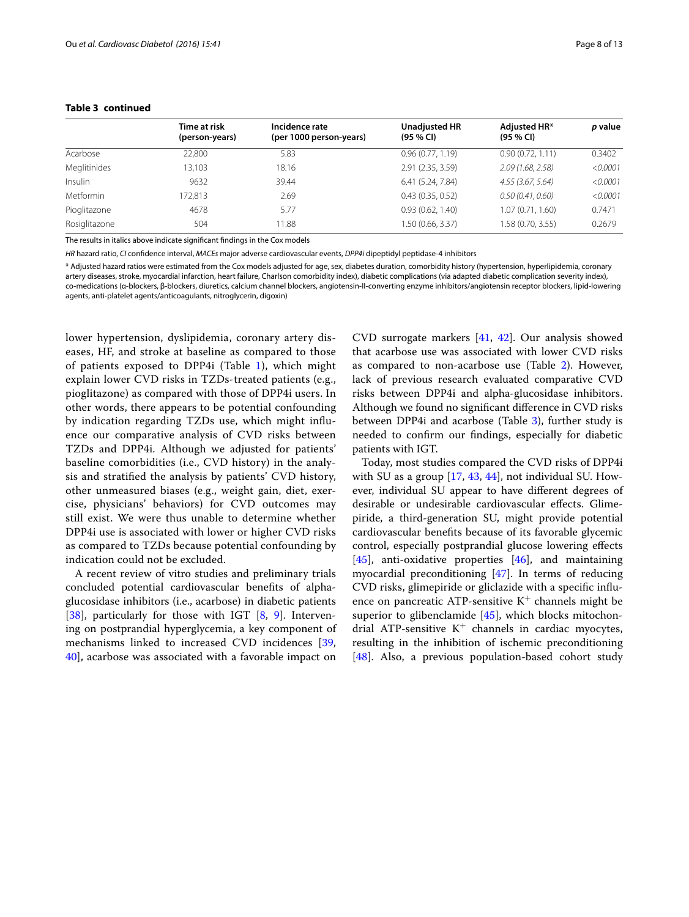**Table 3 continued**

| | Time at risk (person-years) | Incidence rate (per 1000 person-years) | Unadjusted HR (95 % CI) | Adjusted HR* (95 % CI) | *p* value |
|---|---|---|---|---|---|
| Acarbose | 22,800 | 5.83 | 0.96 (0.77, 1.19) | 0.90 (0.72, 1.11) | 0.3402 |
| Meglitinides | 13,103 | 18.16 | 2.91 (2.35, 3.59) | *2.09 (1.68, 2.58)* | *<0.0001* |
| Insulin | 9632 | 39.44 | 6.41 (5.24, 7.84) | *4.55 (3.67, 5.64)* | *<0.0001* |
| Metformin | 172,813 | 2.69 | 0.43 (0.35, 0.52) | *0.50 (0.41, 0.60)* | *<0.0001* |
| Pioglitazone | 4678 | 5.77 | 0.93 (0.62, 1.40) | 1.07 (0.71, 1.60) | 0.7471 |
| Rosiglitazone | 504 | 11.88 | 1.50 (0.66, 3.37) | 1.58 (0.70, 3.55) | 0.2679 |

The results in italics above indicate significant findings in the Cox models

*HR* hazard ratio, *CI* confidence interval, *MACEs* major adverse cardiovascular events, *DPP4i* dipeptidyl peptidase-4 inhibitors

\* Adjusted hazard ratios were estimated from the Cox models adjusted for age, sex, diabetes duration, comorbidity history (hypertension, hyperlipidemia, coronary artery diseases, stroke, myocardial infarction, heart failure, Charlson comorbidity index), diabetic complications (via adapted diabetic complication severity index), co-medications (α-blockers, β-blockers, diuretics, calcium channel blockers, angiotensin-II-converting enzyme inhibitors/angiotensin receptor blockers, lipid-lowering agents, anti-platelet agents/anticoagulants, nitroglycerin, digoxin)

lower hypertension, dyslipidemia, coronary artery diseases, HF, and stroke at baseline as compared to those of patients exposed to DPP4i (Table 1), which might explain lower CVD risks in TZDs-treated patients (e.g., pioglitazone) as compared with those of DPP4i users. In other words, there appears to be potential confounding by indication regarding TZDs use, which might influence our comparative analysis of CVD risks between TZDs and DPP4i. Although we adjusted for patients' baseline comorbidities (i.e., CVD history) in the analysis and stratified the analysis by patients' CVD history, other unmeasured biases (e.g., weight gain, diet, exercise, physicians' behaviors) for CVD outcomes may still exist. We were thus unable to determine whether DPP4i use is associated with lower or higher CVD risks as compared to TZDs because potential confounding by indication could not be excluded.

A recent review of vitro studies and preliminary trials concluded potential cardiovascular benefits of alpha-glucosidase inhibitors (i.e., acarbose) in diabetic patients [38], particularly for those with IGT [8, 9]. Intervening on postprandial hyperglycemia, a key component of mechanisms linked to increased CVD incidences [39, 40], acarbose was associated with a favorable impact on CVD surrogate markers [41, 42]. Our analysis showed that acarbose use was associated with lower CVD risks as compared to non-acarbose use (Table 2). However, lack of previous research evaluated comparative CVD risks between DPP4i and alpha-glucosidase inhibitors. Although we found no significant difference in CVD risks between DPP4i and acarbose (Table 3), further study is needed to confirm our findings, especially for diabetic patients with IGT.

Today, most studies compared the CVD risks of DPP4i with SU as a group [17, 43, 44], not individual SU. However, individual SU appear to have different degrees of desirable or undesirable cardiovascular effects. Glimepiride, a third-generation SU, might provide potential cardiovascular benefits because of its favorable glycemic control, especially postprandial glucose lowering effects [45], anti-oxidative properties [46], and maintaining myocardial preconditioning [47]. In terms of reducing CVD risks, glimepiride or gliclazide with a specific influence on pancreatic ATP-sensitive $K^+$ channels might be superior to glibenclamide [45], which blocks mitochondrial ATP-sensitive $K^+$ channels in cardiac myocytes, resulting in the inhibition of ischemic preconditioning [48]. Also, a previous population-based cohort study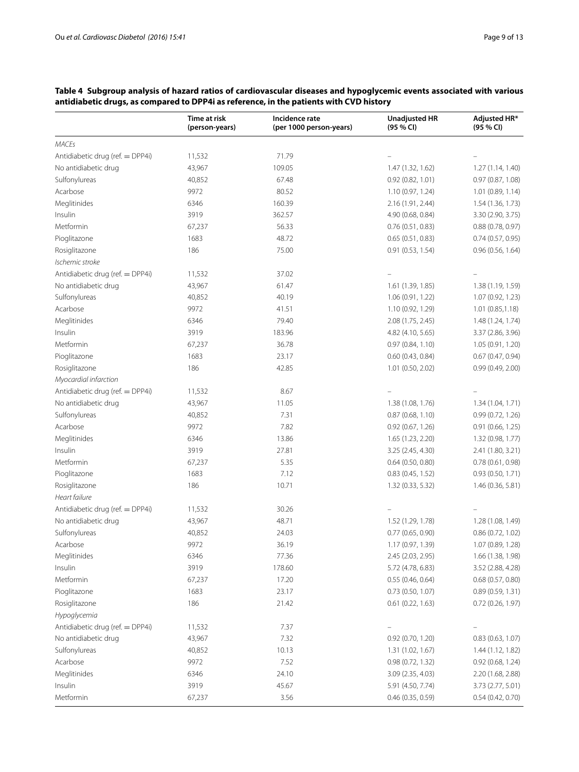**Table 4 Subgroup analysis of hazard ratios of cardiovascular diseases and hypoglycemic events associated with various antidiabetic drugs, as compared to DPP4i as reference, in the patients with CVD history**

| | Time at risk (person-years) | Incidence rate (per 1000 person-years) | Unadjusted HR (95 % CI) | Adjusted HR* (95 % CI) |
|---|---|---|---|---|
| *MACEs* | | | | |
| Antidiabetic drug (ref. = DPP4i) | 11,532 | 71.79 | – | – |
| No antidiabetic drug | 43,967 | 109.05 | 1.47 (1.32, 1.62) | 1.27 (1.14, 1.40) |
| Sulfonylureas | 40,852 | 67.48 | 0.92 (0.82, 1.01) | 0.97 (0.87, 1.08) |
| Acarbose | 9972 | 80.52 | 1.10 (0.97, 1.24) | 1.01 (0.89, 1.14) |
| Meglitinides | 6346 | 160.39 | 2.16 (1.91, 2.44) | 1.54 (1.36, 1.73) |
| Insulin | 3919 | 362.57 | 4.90 (0.68, 0.84) | 3.30 (2.90, 3.75) |
| Metformin | 67,237 | 56.33 | 0.76 (0.51, 0.83) | 0.88 (0.78, 0.97) |
| Pioglitazone | 1683 | 48.72 | 0.65 (0.51, 0.83) | 0.74 (0.57, 0.95) |
| Rosiglitazone | 186 | 75.00 | 0.91 (0.53, 1.54) | 0.96 (0.56, 1.64) |
| *Ischemic stroke* | | | | |
| Antidiabetic drug (ref. = DPP4i) | 11,532 | 37.02 | – | – |
| No antidiabetic drug | 43,967 | 61.47 | 1.61 (1.39, 1.85) | 1.38 (1.19, 1.59) |
| Sulfonylureas | 40,852 | 40.19 | 1.06 (0.91, 1.22) | 1.07 (0.92, 1.23) |
| Acarbose | 9972 | 41.51 | 1.10 (0.92, 1.29) | 1.01 (0.85,1.18) |
| Meglitinides | 6346 | 79.40 | 2.08 (1.75, 2.45) | 1.48 (1.24, 1.74) |
| Insulin | 3919 | 183.96 | 4.82 (4.10, 5.65) | 3.37 (2.86, 3.96) |
| Metformin | 67,237 | 36.78 | 0.97 (0.84, 1.10) | 1.05 (0.91, 1.20) |
| Pioglitazone | 1683 | 23.17 | 0.60 (0.43, 0.84) | 0.67 (0.47, 0.94) |
| Rosiglitazone | 186 | 42.85 | 1.01 (0.50, 2.02) | 0.99 (0.49, 2.00) |
| *Myocardial infarction* | | | | |
| Antidiabetic drug (ref. = DPP4i) | 11,532 | 8.67 | – | – |
| No antidiabetic drug | 43,967 | 11.05 | 1.38 (1.08, 1.76) | 1.34 (1.04, 1.71) |
| Sulfonylureas | 40,852 | 7.31 | 0.87 (0.68, 1.10) | 0.99 (0.72, 1.26) |
| Acarbose | 9972 | 7.82 | 0.92 (0.67, 1.26) | 0.91 (0.66, 1.25) |
| Meglitinides | 6346 | 13.86 | 1.65 (1.23, 2.20) | 1.32 (0.98, 1.77) |
| Insulin | 3919 | 27.81 | 3.25 (2.45, 4.30) | 2.41 (1.80, 3.21) |
| Metformin | 67,237 | 5.35 | 0.64 (0.50, 0.80) | 0.78 (0.61, 0.98) |
| Pioglitazone | 1683 | 7.12 | 0.83 (0.45, 1.52) | 0.93 (0.50, 1.71) |
| Rosiglitazone | 186 | 10.71 | 1.32 (0.33, 5.32) | 1.46 (0.36, 5.81) |
| *Heart failure* | | | | |
| Antidiabetic drug (ref. = DPP4i) | 11,532 | 30.26 | – | – |
| No antidiabetic drug | 43,967 | 48.71 | 1.52 (1.29, 1.78) | 1.28 (1.08, 1.49) |
| Sulfonylureas | 40,852 | 24.03 | 0.77 (0.65, 0.90) | 0.86 (0.72, 1.02) |
| Acarbose | 9972 | 36.19 | 1.17 (0.97, 1.39) | 1.07 (0.89, 1.28) |
| Meglitinides | 6346 | 77.36 | 2.45 (2.03, 2.95) | 1.66 (1.38, 1.98) |
| Insulin | 3919 | 178.60 | 5.72 (4.78, 6.83) | 3.52 (2.88, 4.28) |
| Metformin | 67,237 | 17.20 | 0.55 (0.46, 0.64) | 0.68 (0.57, 0.80) |
| Pioglitazone | 1683 | 23.17 | 0.73 (0.50, 1.07) | 0.89 (0.59, 1.31) |
| Rosiglitazone | 186 | 21.42 | 0.61 (0.22, 1.63) | 0.72 (0.26, 1.97) |
| *Hypoglycemia* | | | | |
| Antidiabetic drug (ref. = DPP4i) | 11,532 | 7.37 | – | – |
| No antidiabetic drug | 43,967 | 7.32 | 0.92 (0.70, 1.20) | 0.83 (0.63, 1.07) |
| Sulfonylureas | 40,852 | 10.13 | 1.31 (1.02, 1.67) | 1.44 (1.12, 1.82) |
| Acarbose | 9972 | 7.52 | 0.98 (0.72, 1.32) | 0.92 (0.68, 1.24) |
| Meglitinides | 6346 | 24.10 | 3.09 (2.35, 4.03) | 2.20 (1.68, 2.88) |
| Insulin | 3919 | 45.67 | 5.91 (4.50, 7.74) | 3.73 (2.77, 5.01) |
| Metformin | 67,237 | 3.56 | 0.46 (0.35, 0.59) | 0.54 (0.42, 0.70) |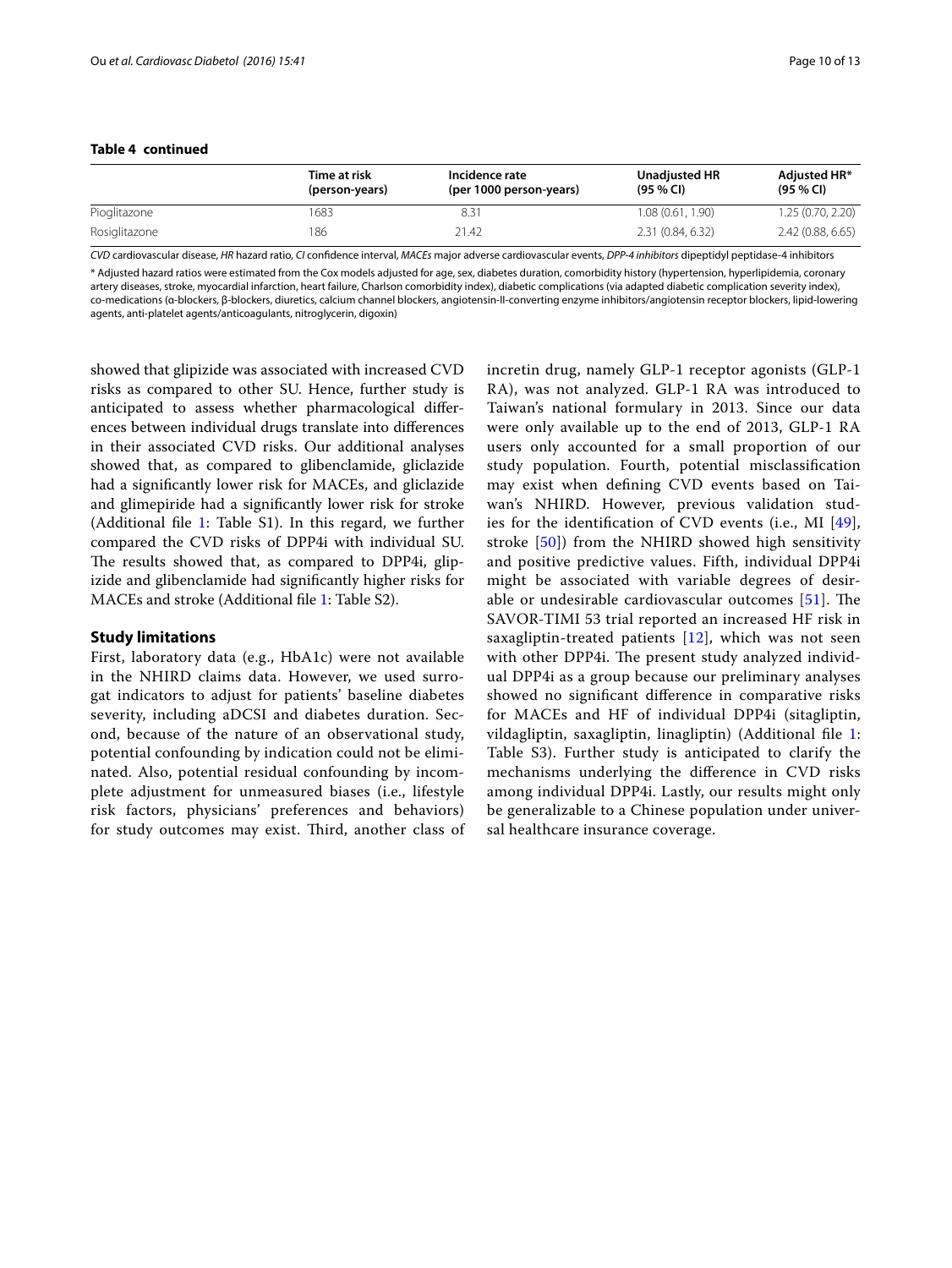**Table 4 continued**

| | Time at risk (person-years) | Incidence rate (per 1000 person-years) | Unadjusted HR (95 % CI) | Adjusted HR* (95 % CI) |
|---|---|---|---|---|
| Pioglitazone | 1683 | 8.31 | 1.08 (0.61, 1.90) | 1.25 (0.70, 2.20) |
| Rosiglitazone | 186 | 21.42 | 2.31 (0.84, 6.32) | 2.42 (0.88, 6.65) |

*CVD* cardiovascular disease, *HR* hazard ratio, *CI* confidence interval, *MACEs* major adverse cardiovascular events, *DPP-4 inhibitors* dipeptidyl peptidase-4 inhibitors

* Adjusted hazard ratios were estimated from the Cox models adjusted for age, sex, diabetes duration, comorbidity history (hypertension, hyperlipidemia, coronary artery diseases, stroke, myocardial infarction, heart failure, Charlson comorbidity index), diabetic complications (via adapted diabetic complication severity index), co-medications (α-blockers, β-blockers, diuretics, calcium channel blockers, angiotensin-II-converting enzyme inhibitors/angiotensin receptor blockers, lipid-lowering agents, anti-platelet agents/anticoagulants, nitroglycerin, digoxin)

showed that glipizide was associated with increased CVD risks as compared to other SU. Hence, further study is anticipated to assess whether pharmacological differences between individual drugs translate into differences in their associated CVD risks. Our additional analyses showed that, as compared to glibenclamide, gliclazide had a significantly lower risk for MACEs, and gliclazide and glimepiride had a significantly lower risk for stroke (Additional file 1: Table S1). In this regard, we further compared the CVD risks of DPP4i with individual SU. The results showed that, as compared to DPP4i, glipizide and glibenclamide had significantly higher risks for MACEs and stroke (Additional file 1: Table S2).

### Study limitations

First, laboratory data (e.g., HbA1c) were not available in the NHIRD claims data. However, we used surrogat indicators to adjust for patients' baseline diabetes severity, including aDCSI and diabetes duration. Second, because of the nature of an observational study, potential confounding by indication could not be eliminated. Also, potential residual confounding by incomplete adjustment for unmeasured biases (i.e., lifestyle risk factors, physicians' preferences and behaviors) for study outcomes may exist. Third, another class of incretin drug, namely GLP-1 receptor agonists (GLP-1 RA), was not analyzed. GLP-1 RA was introduced to Taiwan's national formulary in 2013. Since our data were only available up to the end of 2013, GLP-1 RA users only accounted for a small proportion of our study population. Fourth, potential misclassification may exist when defining CVD events based on Taiwan's NHIRD. However, previous validation studies for the identification of CVD events (i.e., MI [49], stroke [50]) from the NHIRD showed high sensitivity and positive predictive values. Fifth, individual DPP4i might be associated with variable degrees of desirable or undesirable cardiovascular outcomes [51]. The SAVOR-TIMI 53 trial reported an increased HF risk in saxagliptin-treated patients [12], which was not seen with other DPP4i. The present study analyzed individual DPP4i as a group because our preliminary analyses showed no significant difference in comparative risks for MACEs and HF of individual DPP4i (sitagliptin, vildagliptin, saxagliptin, linagliptin) (Additional file 1: Table S3). Further study is anticipated to clarify the mechanisms underlying the difference in CVD risks among individual DPP4i. Lastly, our results might only be generalizable to a Chinese population under universal healthcare insurance coverage.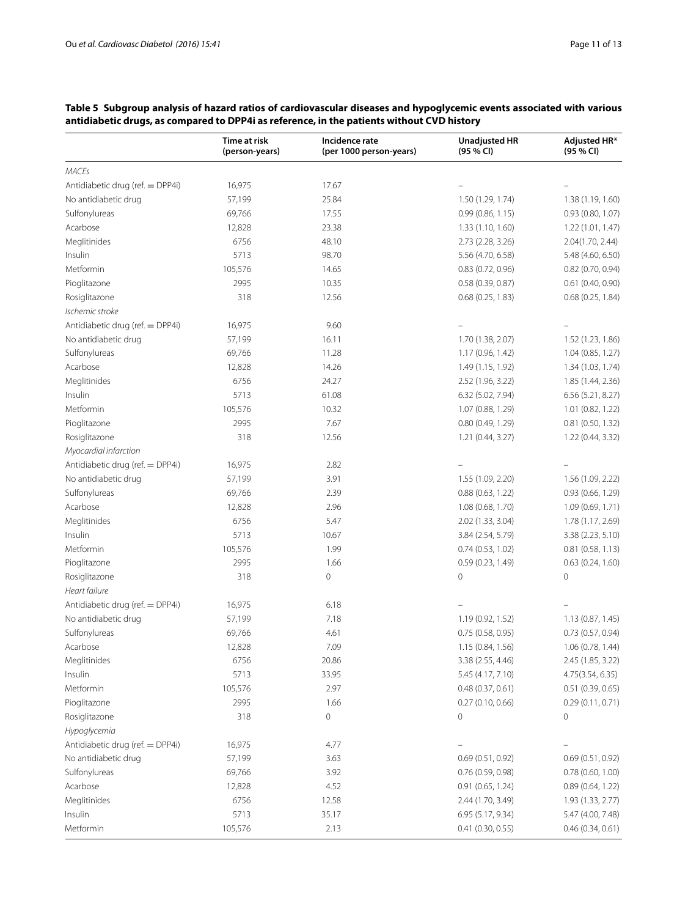**Table 5 Subgroup analysis of hazard ratios of cardiovascular diseases and hypoglycemic events associated with various antidiabetic drugs, as compared to DPP4i as reference, in the patients without CVD history**

| | Time at risk (person-years) | Incidence rate (per 1000 person-years) | Unadjusted HR (95 % CI) | Adjusted HR* (95 % CI) |
|---|---|---|---|---|
| *MACEs* | | | | |
| Antidiabetic drug (ref. = DPP4i) | 16,975 | 17.67 | – | – |
| No antidiabetic drug | 57,199 | 25.84 | 1.50 (1.29, 1.74) | 1.38 (1.19, 1.60) |
| Sulfonylureas | 69,766 | 17.55 | 0.99 (0.86, 1.15) | 0.93 (0.80, 1.07) |
| Acarbose | 12,828 | 23.38 | 1.33 (1.10, 1.60) | 1.22 (1.01, 1.47) |
| Meglitinides | 6756 | 48.10 | 2.73 (2.28, 3.26) | 2.04(1.70, 2.44) |
| Insulin | 5713 | 98.70 | 5.56 (4.70, 6.58) | 5.48 (4.60, 6.50) |
| Metformin | 105,576 | 14.65 | 0.83 (0.72, 0.96) | 0.82 (0.70, 0.94) |
| Pioglitazone | 2995 | 10.35 | 0.58 (0.39, 0.87) | 0.61 (0.40, 0.90) |
| Rosiglitazone | 318 | 12.56 | 0.68 (0.25, 1.83) | 0.68 (0.25, 1.84) |
| *Ischemic stroke* | | | | |
| Antidiabetic drug (ref. = DPP4i) | 16,975 | 9.60 | – | – |
| No antidiabetic drug | 57,199 | 16.11 | 1.70 (1.38, 2.07) | 1.52 (1.23, 1.86) |
| Sulfonylureas | 69,766 | 11.28 | 1.17 (0.96, 1.42) | 1.04 (0.85, 1.27) |
| Acarbose | 12,828 | 14.26 | 1.49 (1.15, 1.92) | 1.34 (1.03, 1.74) |
| Meglitinides | 6756 | 24.27 | 2.52 (1.96, 3.22) | 1.85 (1.44, 2.36) |
| Insulin | 5713 | 61.08 | 6.32 (5.02, 7.94) | 6.56 (5.21, 8.27) |
| Metformin | 105,576 | 10.32 | 1.07 (0.88, 1.29) | 1.01 (0.82, 1.22) |
| Pioglitazone | 2995 | 7.67 | 0.80 (0.49, 1.29) | 0.81 (0.50, 1.32) |
| Rosiglitazone | 318 | 12.56 | 1.21 (0.44, 3.27) | 1.22 (0.44, 3.32) |
| *Myocardial infarction* | | | | |
| Antidiabetic drug (ref. = DPP4i) | 16,975 | 2.82 | – | – |
| No antidiabetic drug | 57,199 | 3.91 | 1.55 (1.09, 2.20) | 1.56 (1.09, 2.22) |
| Sulfonylureas | 69,766 | 2.39 | 0.88 (0.63, 1.22) | 0.93 (0.66, 1.29) |
| Acarbose | 12,828 | 2.96 | 1.08 (0.68, 1.70) | 1.09 (0.69, 1.71) |
| Meglitinides | 6756 | 5.47 | 2.02 (1.33, 3.04) | 1.78 (1.17, 2.69) |
| Insulin | 5713 | 10.67 | 3.84 (2.54, 5.79) | 3.38 (2.23, 5.10) |
| Metformin | 105,576 | 1.99 | 0.74 (0.53, 1.02) | 0.81 (0.58, 1.13) |
| Pioglitazone | 2995 | 1.66 | 0.59 (0.23, 1.49) | 0.63 (0.24, 1.60) |
| Rosiglitazone | 318 | 0 | 0 | 0 |
| *Heart failure* | | | | |
| Antidiabetic drug (ref. = DPP4i) | 16,975 | 6.18 | – | – |
| No antidiabetic drug | 57,199 | 7.18 | 1.19 (0.92, 1.52) | 1.13 (0.87, 1.45) |
| Sulfonylureas | 69,766 | 4.61 | 0.75 (0.58, 0.95) | 0.73 (0.57, 0.94) |
| Acarbose | 12,828 | 7.09 | 1.15 (0.84, 1.56) | 1.06 (0.78, 1.44) |
| Meglitinides | 6756 | 20.86 | 3.38 (2.55, 4.46) | 2.45 (1.85, 3.22) |
| Insulin | 5713 | 33.95 | 5.45 (4.17, 7.10) | 4.75(3.54, 6.35) |
| Metformin | 105,576 | 2.97 | 0.48 (0.37, 0.61) | 0.51 (0.39, 0.65) |
| Pioglitazone | 2995 | 1.66 | 0.27 (0.10, 0.66) | 0.29 (0.11, 0.71) |
| Rosiglitazone | 318 | 0 | 0 | 0 |
| *Hypoglycemia* | | | | |
| Antidiabetic drug (ref. = DPP4i) | 16,975 | 4.77 | – | – |
| No antidiabetic drug | 57,199 | 3.63 | 0.69 (0.51, 0.92) | 0.69 (0.51, 0.92) |
| Sulfonylureas | 69,766 | 3.92 | 0.76 (0.59, 0.98) | 0.78 (0.60, 1.00) |
| Acarbose | 12,828 | 4.52 | 0.91 (0.65, 1.24) | 0.89 (0.64, 1.22) |
| Meglitinides | 6756 | 12.58 | 2.44 (1.70, 3.49) | 1.93 (1.33, 2.77) |
| Insulin | 5713 | 35.17 | 6.95 (5.17, 9.34) | 5.47 (4.00, 7.48) |
| Metformin | 105,576 | 2.13 | 0.41 (0.30, 0.55) | 0.46 (0.34, 0.61) |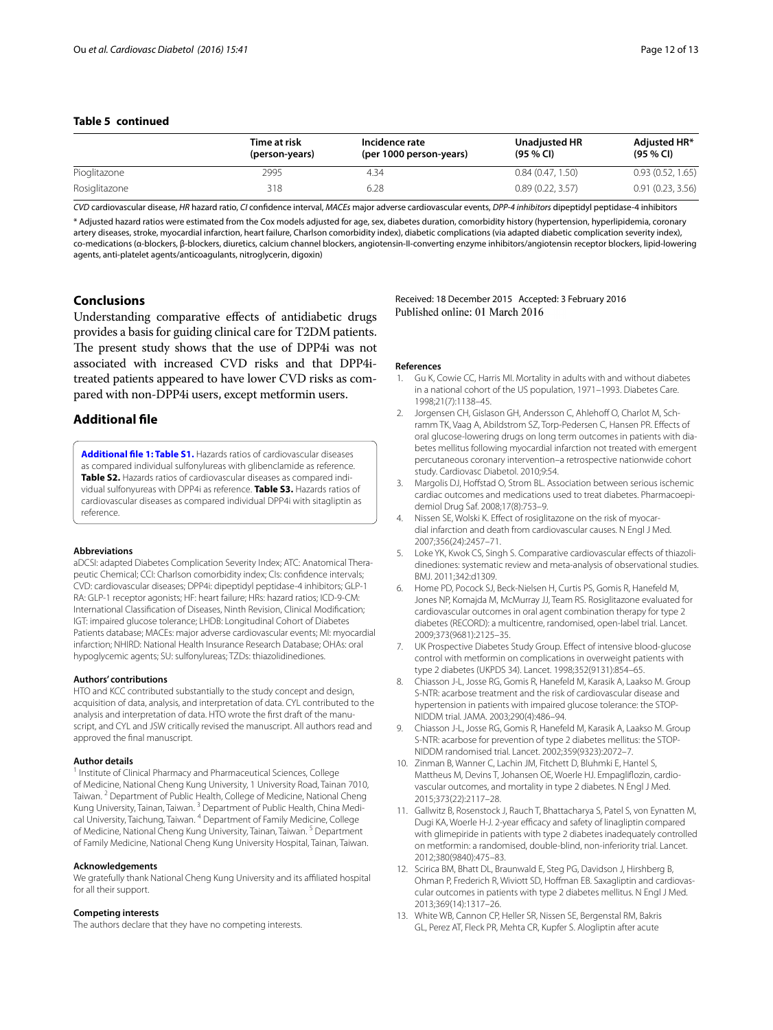**Table 5 continued**

| | Time at risk (person-years) | Incidence rate (per 1000 person-years) | Unadjusted HR (95 % CI) | Adjusted HR* (95 % CI) |
|---|---|---|---|---|
| Pioglitazone | 2995 | 4.34 | 0.84 (0.47, 1.50) | 0.93 (0.52, 1.65) |
| Rosiglitazone | 318 | 6.28 | 0.89 (0.22, 3.57) | 0.91 (0.23, 3.56) |

*CVD* cardiovascular disease, *HR* hazard ratio, *CI* confidence interval, *MACEs* major adverse cardiovascular events, *DPP-4 inhibitors* dipeptidyl peptidase-4 inhibitors

* Adjusted hazard ratios were estimated from the Cox models adjusted for age, sex, diabetes duration, comorbidity history (hypertension, hyperlipidemia, coronary artery diseases, stroke, myocardial infarction, heart failure, Charlson comorbidity index), diabetic complications (via adapted diabetic complication severity index), co-medications (α-blockers, β-blockers, diuretics, calcium channel blockers, angiotensin-II-converting enzyme inhibitors/angiotensin receptor blockers, lipid-lowering agents, anti-platelet agents/anticoagulants, nitroglycerin, digoxin)

## Conclusions

Understanding comparative effects of antidiabetic drugs provides a basis for guiding clinical care for T2DM patients. The present study shows that the use of DPP4i was not associated with increased CVD risks and that DPP4i-treated patients appeared to have lower CVD risks as compared with non-DPP4i users, except metformin users.

## Additional file

**Additional file 1: Table S1.** Hazards ratios of cardiovascular diseases as compared individual sulfonylureas with glibenclamide as reference. **Table S2.** Hazards ratios of cardiovascular diseases as compared individual sulfonylureas with DPP4i as reference. **Table S3.** Hazards ratios of cardiovascular diseases as compared individual DPP4i with sitagliptin as reference.

#### Abbreviations

aDCSI: adapted Diabetes Complication Severity Index; ATC: Anatomical Therapeutic Chemical; CCI: Charlson comorbidity index; CIs: confidence intervals; CVD: cardiovascular diseases; DPP4i: dipeptidyl peptidase-4 inhibitors; GLP-1 RA: GLP-1 receptor agonists; HF: heart failure; HRs: hazard ratios; ICD-9-CM: International Classification of Diseases, Ninth Revision, Clinical Modification; IGT: impaired glucose tolerance; LHDB: Longitudinal Cohort of Diabetes Patients database; MACEs: major adverse cardiovascular events; MI: myocardial infarction; NHIRD: National Health Insurance Research Database; OHAs: oral hypoglycemic agents; SU: sulfonylureas; TZDs: thiazolidinediones.

#### Authors' contributions

HTO and KCC contributed substantially to the study concept and design, acquisition of data, analysis, and interpretation of data. CYL contributed to the analysis and interpretation of data. HTO wrote the first draft of the manuscript, and CYL and JSW critically revised the manuscript. All authors read and approved the final manuscript.

#### Author details

[1] Institute of Clinical Pharmacy and Pharmaceutical Sciences, College of Medicine, National Cheng Kung University, 1 University Road, Tainan 7010, Taiwan. [2] Department of Public Health, College of Medicine, National Cheng Kung University, Tainan, Taiwan. [3] Department of Public Health, China Medical University, Taichung, Taiwan. [4] Department of Family Medicine, College of Medicine, National Cheng Kung University, Tainan, Taiwan. [5] Department of Family Medicine, National Cheng Kung University Hospital, Tainan, Taiwan.

#### Acknowledgements

We gratefully thank National Cheng Kung University and its affiliated hospital for all their support.

#### Competing interests

The authors declare that they have no competing interests.

Received: 18 December 2015 Accepted: 3 February 2016
Published online: 01 March 2016

#### References

1. Gu K, Cowie CC, Harris MI. Mortality in adults with and without diabetes in a national cohort of the US population, 1971–1993. Diabetes Care. 1998;21(7):1138–45.
2. Jorgensen CH, Gislason GH, Andersson C, Ahlehoff O, Charlot M, Schramm TK, Vaag A, Abildstrom SZ, Torp-Pedersen C, Hansen PR. Effects of oral glucose-lowering drugs on long term outcomes in patients with diabetes mellitus following myocardial infarction not treated with emergent percutaneous coronary intervention–a retrospective nationwide cohort study. Cardiovasc Diabetol. 2010;9:54.
3. Margolis DJ, Hoffstad O, Strom BL. Association between serious ischemic cardiac outcomes and medications used to treat diabetes. Pharmacoepidemiol Drug Saf. 2008;17(8):753–9.
4. Nissen SE, Wolski K. Effect of rosiglitazone on the risk of myocardial infarction and death from cardiovascular causes. N Engl J Med. 2007;356(24):2457–71.
5. Loke YK, Kwok CS, Singh S. Comparative cardiovascular effects of thiazolidinediones: systematic review and meta-analysis of observational studies. BMJ. 2011;342:d1309.
6. Home PD, Pocock SJ, Beck-Nielsen H, Curtis PS, Gomis R, Hanefeld M, Jones NP, Komajda M, McMurray JJ, Team RS. Rosiglitazone evaluated for cardiovascular outcomes in oral agent combination therapy for type 2 diabetes (RECORD): a multicentre, randomised, open-label trial. Lancet. 2009;373(9681):2125–35.
7. UK Prospective Diabetes Study Group. Effect of intensive blood-glucose control with metformin on complications in overweight patients with type 2 diabetes (UKPDS 34). Lancet. 1998;352(9131):854–65.
8. Chiasson J-L, Josse RG, Gomis R, Hanefeld M, Karasik A, Laakso M. Group S-NTR: acarbose treatment and the risk of cardiovascular disease and hypertension in patients with impaired glucose tolerance: the STOP-NIDDM trial. JAMA. 2003;290(4):486–94.
9. Chiasson J-L, Josse RG, Gomis R, Hanefeld M, Karasik A, Laakso M. Group S-NTR: acarbose for prevention of type 2 diabetes mellitus: the STOP-NIDDM randomised trial. Lancet. 2002;359(9323):2072–7.
10. Zinman B, Wanner C, Lachin JM, Fitchett D, Bluhmki E, Hantel S, Mattheus M, Devins T, Johansen OE, Woerle HJ. Empagliflozin, cardiovascular outcomes, and mortality in type 2 diabetes. N Engl J Med. 2015;373(22):2117–28.
11. Gallwitz B, Rosenstock J, Rauch T, Bhattacharya S, Patel S, von Eynatten M, Dugi KA, Woerle H-J. 2-year efficacy and safety of linagliptin compared with glimepiride in patients with type 2 diabetes inadequately controlled on metformin: a randomised, double-blind, non-inferiority trial. Lancet. 2012;380(9840):475–83.
12. Scirica BM, Bhatt DL, Braunwald E, Steg PG, Davidson J, Hirshberg B, Ohman P, Frederich R, Wiviott SD, Hoffman EB. Saxagliptin and cardiovascular outcomes in patients with type 2 diabetes mellitus. N Engl J Med. 2013;369(14):1317–26.
13. White WB, Cannon CP, Heller SR, Nissen SE, Bergenstal RM, Bakris GL, Perez AT, Fleck PR, Mehta CR, Kupfer S. Alogliptin after acute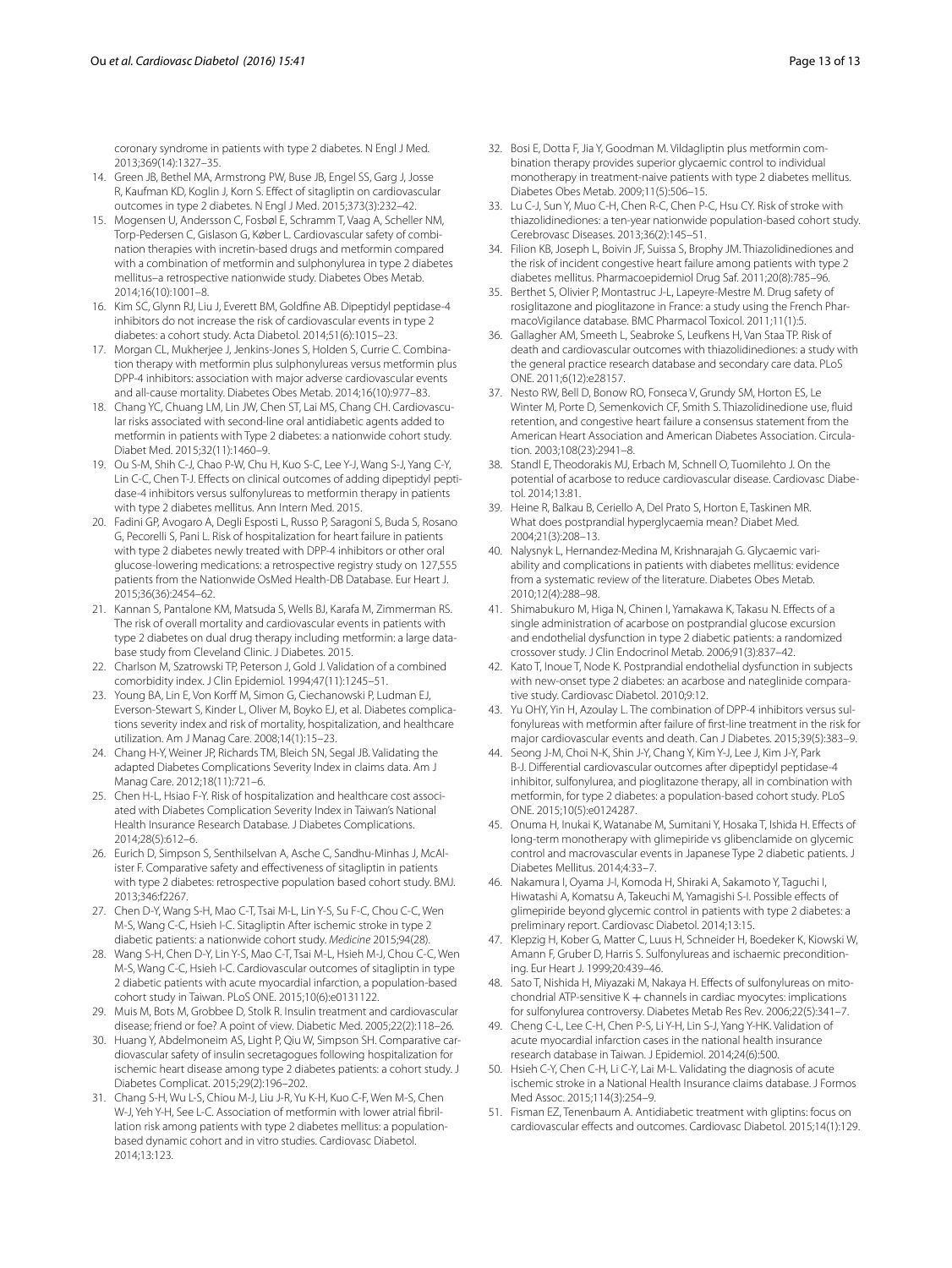coronary syndrome in patients with type 2 diabetes. N Engl J Med. 2013;369(14):1327–35.

14. Green JB, Bethel MA, Armstrong PW, Buse JB, Engel SS, Garg J, Josse R, Kaufman KD, Koglin J, Korn S. Effect of sitagliptin on cardiovascular outcomes in type 2 diabetes. N Engl J Med. 2015;373(3):232–42.
15. Mogensen U, Andersson C, Fosbøl E, Schramm T, Vaag A, Scheller NM, Torp-Pedersen C, Gislason G, Køber L. Cardiovascular safety of combination therapies with incretin-based drugs and metformin compared with a combination of metformin and sulphonylurea in type 2 diabetes mellitus–a retrospective nationwide study. Diabetes Obes Metab. 2014;16(10):1001–8.
16. Kim SC, Glynn RJ, Liu J, Everett BM, Goldfine AB. Dipeptidyl peptidase-4 inhibitors do not increase the risk of cardiovascular events in type 2 diabetes: a cohort study. Acta Diabetol. 2014;51(6):1015–23.
17. Morgan CL, Mukherjee J, Jenkins-Jones S, Holden S, Currie C. Combination therapy with metformin plus sulphonylureas versus metformin plus DPP-4 inhibitors: association with major adverse cardiovascular events and all-cause mortality. Diabetes Obes Metab. 2014;16(10):977–83.
18. Chang YC, Chuang LM, Lin JW, Chen ST, Lai MS, Chang CH. Cardiovascular risks associated with second-line oral antidiabetic agents added to metformin in patients with Type 2 diabetes: a nationwide cohort study. Diabet Med. 2015;32(11):1460–9.
19. Ou S-M, Shih C-J, Chao P-W, Chu H, Kuo S-C, Lee Y-J, Wang S-J, Yang C-Y, Lin C-C, Chen T-J. Effects on clinical outcomes of adding dipeptidyl peptidase-4 inhibitors versus sulfonylureas to metformin therapy in patients with type 2 diabetes mellitus. Ann Intern Med. 2015.
20. Fadini GP, Avogaro A, Degli Esposti L, Russo P, Saragoni S, Buda S, Rosano G, Pecorelli S, Pani L. Risk of hospitalization for heart failure in patients with type 2 diabetes newly treated with DPP-4 inhibitors or other oral glucose-lowering medications: a retrospective registry study on 127,555 patients from the Nationwide OsMed Health-DB Database. Eur Heart J. 2015;36(36):2454–62.
21. Kannan S, Pantalone KM, Matsuda S, Wells BJ, Karafa M, Zimmerman RS. The risk of overall mortality and cardiovascular events in patients with type 2 diabetes on dual drug therapy including metformin: a large database study from Cleveland Clinic. J Diabetes. 2015.
22. Charlson M, Szatrowski TP, Peterson J, Gold J. Validation of a combined comorbidity index. J Clin Epidemiol. 1994;47(11):1245–51.
23. Young BA, Lin E, Von Korff M, Simon G, Ciechanowski P, Ludman EJ, Everson-Stewart S, Kinder L, Oliver M, Boyko EJ, et al. Diabetes complications severity index and risk of mortality, hospitalization, and healthcare utilization. Am J Manag Care. 2008;14(1):15–23.
24. Chang H-Y, Weiner JP, Richards TM, Bleich SN, Segal JB. Validating the adapted Diabetes Complications Severity Index in claims data. Am J Manag Care. 2012;18(11):721–6.
25. Chen H-L, Hsiao F-Y. Risk of hospitalization and healthcare cost associated with Diabetes Complication Severity Index in Taiwan's National Health Insurance Research Database. J Diabetes Complications. 2014;28(5):612–6.
26. Eurich D, Simpson S, Senthilselvan A, Asche C, Sandhu-Minhas J, McAlister F. Comparative safety and effectiveness of sitagliptin in patients with type 2 diabetes: retrospective population based cohort study. BMJ. 2013;346:f2267.
27. Chen D-Y, Wang S-H, Mao C-T, Tsai M-L, Lin Y-S, Su F-C, Chou C-C, Wen M-S, Wang C-C, Hsieh I-C. Sitagliptin After ischemic stroke in type 2 diabetic patients: a nationwide cohort study. *Medicine* 2015;94(28).
28. Wang S-H, Chen D-Y, Lin Y-S, Mao C-T, Tsai M-L, Hsieh M-J, Chou C-C, Wen M-S, Wang C-C, Hsieh I-C. Cardiovascular outcomes of sitagliptin in type 2 diabetic patients with acute myocardial infarction, a population-based cohort study in Taiwan. PLoS ONE. 2015;10(6):e0131122.
29. Muis M, Bots M, Grobbee D, Stolk R. Insulin treatment and cardiovascular disease; friend or foe? A point of view. Diabetic Med. 2005;22(2):118–26.
30. Huang Y, Abdelmoneim AS, Light P, Qiu W, Simpson SH. Comparative cardiovascular safety of insulin secretagogues following hospitalization for ischemic heart disease among type 2 diabetes patients: a cohort study. J Diabetes Complicat. 2015;29(2):196–202.
31. Chang S-H, Wu L-S, Chiou M-J, Liu J-R, Yu K-H, Kuo C-F, Wen M-S, Chen W-J, Yeh Y-H, See L-C. Association of metformin with lower atrial fibrillation risk among patients with type 2 diabetes mellitus: a population-based dynamic cohort and in vitro studies. Cardiovasc Diabetol. 2014;13:123.
32. Bosi E, Dotta F, Jia Y, Goodman M. Vildagliptin plus metformin combination therapy provides superior glycaemic control to individual monotherapy in treatment-naive patients with type 2 diabetes mellitus. Diabetes Obes Metab. 2009;11(5):506–15.
33. Lu C-J, Sun Y, Muo C-H, Chen R-C, Chen P-C, Hsu CY. Risk of stroke with thiazolidinediones: a ten-year nationwide population-based cohort study. Cerebrovasc Diseases. 2013;36(2):145–51.
34. Filion KB, Joseph L, Boivin JF, Suissa S, Brophy JM. Thiazolidinediones and the risk of incident congestive heart failure among patients with type 2 diabetes mellitus. Pharmacoepidemiol Drug Saf. 2011;20(8):785–96.
35. Berthet S, Olivier P, Montastruc J-L, Lapeyre-Mestre M. Drug safety of rosiglitazone and pioglitazone in France: a study using the French PharmacoVigilance database. BMC Pharmacol Toxicol. 2011;11(1):5.
36. Gallagher AM, Smeeth L, Seabroke S, Leufkens H, Van Staa TP. Risk of death and cardiovascular outcomes with thiazolidinediones: a study with the general practice research database and secondary care data. PLoS ONE. 2011;6(12):e28157.
37. Nesto RW, Bell D, Bonow RO, Fonseca V, Grundy SM, Horton ES, Le Winter M, Porte D, Semenkovich CF, Smith S. Thiazolidinedione use, fluid retention, and congestive heart failure a consensus statement from the American Heart Association and American Diabetes Association. Circulation. 2003;108(23):2941–8.
38. Standl E, Theodorakis MJ, Erbach M, Schnell O, Tuomilehto J. On the potential of acarbose to reduce cardiovascular disease. Cardiovasc Diabetol. 2014;13:81.
39. Heine R, Balkau B, Ceriello A, Del Prato S, Horton E, Taskinen MR. What does postprandial hyperglycaemia mean? Diabet Med. 2004;21(3):208–13.
40. Nalysnyk L, Hernandez-Medina M, Krishnarajah G. Glycaemic variability and complications in patients with diabetes mellitus: evidence from a systematic review of the literature. Diabetes Obes Metab. 2010;12(4):288–98.
41. Shimabukuro M, Higa N, Chinen I, Yamakawa K, Takasu N. Effects of a single administration of acarbose on postprandial glucose excursion and endothelial dysfunction in type 2 diabetic patients: a randomized crossover study. J Clin Endocrinol Metab. 2006;91(3):837–42.
42. Kato T, Inoue T, Node K. Postprandial endothelial dysfunction in subjects with new-onset type 2 diabetes: an acarbose and nateglinide comparative study. Cardiovasc Diabetol. 2010;9:12.
43. Yu OHY, Yin H, Azoulay L. The combination of DPP-4 inhibitors versus sulfonylureas with metformin after failure of first-line treatment in the risk for major cardiovascular events and death. Can J Diabetes. 2015;39(5):383–9.
44. Seong J-M, Choi N-K, Shin J-Y, Chang Y, Kim Y-J, Lee J, Kim J-Y, Park B-J. Differential cardiovascular outcomes after dipeptidyl peptidase-4 inhibitor, sulfonylurea, and pioglitazone therapy, all in combination with metformin, for type 2 diabetes: a population-based cohort study. PLoS ONE. 2015;10(5):e0124287.
45. Onuma H, Inukai K, Watanabe M, Sumitani Y, Hosaka T, Ishida H. Effects of long-term monotherapy with glimepiride vs glibenclamide on glycemic control and macrovascular events in Japanese Type 2 diabetic patients. J Diabetes Mellitus. 2014;4:33–7.
46. Nakamura I, Oyama J-I, Komoda H, Shiraki A, Sakamoto Y, Taguchi I, Hiwatashi A, Komatsu A, Takeuchi M, Yamagishi S-I. Possible effects of glimepiride beyond glycemic control in patients with type 2 diabetes: a preliminary report. Cardiovasc Diabetol. 2014;13:15.
47. Klepzig H, Kober G, Matter C, Luus H, Schneider H, Boedeker K, Kiowski W, Amann F, Gruber D, Harris S. Sulfonylureas and ischaemic preconditioning. Eur Heart J. 1999;20:439–46.
48. Sato T, Nishida H, Miyazaki M, Nakaya H. Effects of sulfonylureas on mitochondrial ATP-sensitive K + channels in cardiac myocytes: implications for sulfonylurea controversy. Diabetes Metab Res Rev. 2006;22(5):341–7.
49. Cheng C-L, Lee C-H, Chen P-S, Li Y-H, Lin S-J, Yang Y-HK. Validation of acute myocardial infarction cases in the national health insurance research database in Taiwan. J Epidemiol. 2014;24(6):500.
50. Hsieh C-Y, Chen C-H, Li C-Y, Lai M-L. Validating the diagnosis of acute ischemic stroke in a National Health Insurance claims database. J Formos Med Assoc. 2015;114(3):254–9.
51. Fisman EZ, Tenenbaum A. Antidiabetic treatment with gliptins: focus on cardiovascular effects and outcomes. Cardiovasc Diabetol. 2015;14(1):129.